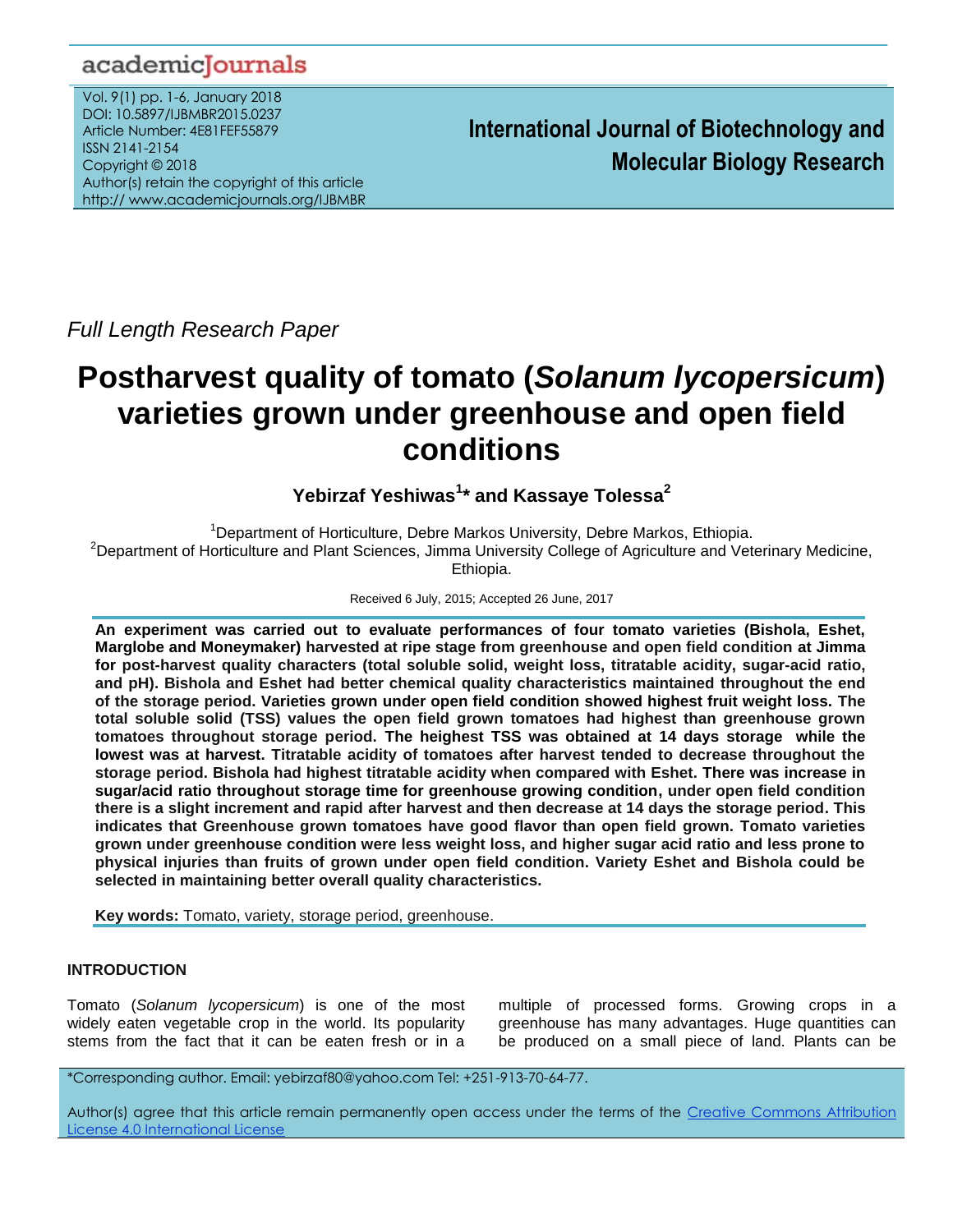academicJournals

Vol. 9(1) pp. 1-6, January 2018
DOI: 10.5897/IJBMBR2015.0237
Article Number: 4E81FEF55879
ISSN 2141-2154
Copyright © 2018
Author(s) retain the copyright of this article
http:// www.academicjournals.org/IJBMBR

**International Journal of Biotechnology and Molecular Biology Research**

*Full Length Research Paper*

# Postharvest quality of tomato (*Solanum lycopersicum*) varieties grown under greenhouse and open field conditions

**Yebirzaf Yeshiwas[1]* and Kassaye Tolessa[2]**

[1]Department of Horticulture, Debre Markos University, Debre Markos, Ethiopia.
[2]Department of Horticulture and Plant Sciences, Jimma University College of Agriculture and Veterinary Medicine, Ethiopia.

Received 6 July, 2015; Accepted 26 June, 2017

**An experiment was carried out to evaluate performances of four tomato varieties (Bishola, Eshet, Marglobe and Moneymaker) harvested at ripe stage from greenhouse and open field condition at Jimma for post-harvest quality characters (total soluble solid, weight loss, titratable acidity, sugar-acid ratio, and pH). Bishola and Eshet had better chemical quality characteristics maintained throughout the end of the storage period. Varieties grown under open field condition showed highest fruit weight loss. The total soluble solid (TSS) values the open field grown tomatoes had highest than greenhouse grown tomatoes throughout storage period. The heighest TSS was obtained at 14 days storage while the lowest was at harvest. Titratable acidity of tomatoes after harvest tended to decrease throughout the storage period. Bishola had highest titratable acidity when compared with Eshet. There was increase in sugar/acid ratio throughout storage time for greenhouse growing condition, under open field condition there is a slight increment and rapid after harvest and then decrease at 14 days the storage period. This indicates that Greenhouse grown tomatoes have good flavor than open field grown. Tomato varieties grown under greenhouse condition were less weight loss, and higher sugar acid ratio and less prone to physical injuries than fruits of grown under open field condition. Variety Eshet and Bishola could be selected in maintaining better overall quality characteristics.**

**Key words:** Tomato, variety, storage period, greenhouse.

## INTRODUCTION

Tomato (*Solanum lycopersicum*) is one of the most widely eaten vegetable crop in the world. Its popularity stems from the fact that it can be eaten fresh or in a multiple of processed forms. Growing crops in a greenhouse has many advantages. Huge quantities can be produced on a small piece of land. Plants can be

*Corresponding author. Email: yebirzaf80@yahoo.com Tel: +251-913-70-64-77.

Author(s) agree that this article remain permanently open access under the terms of the Creative Commons Attribution License 4.0 International License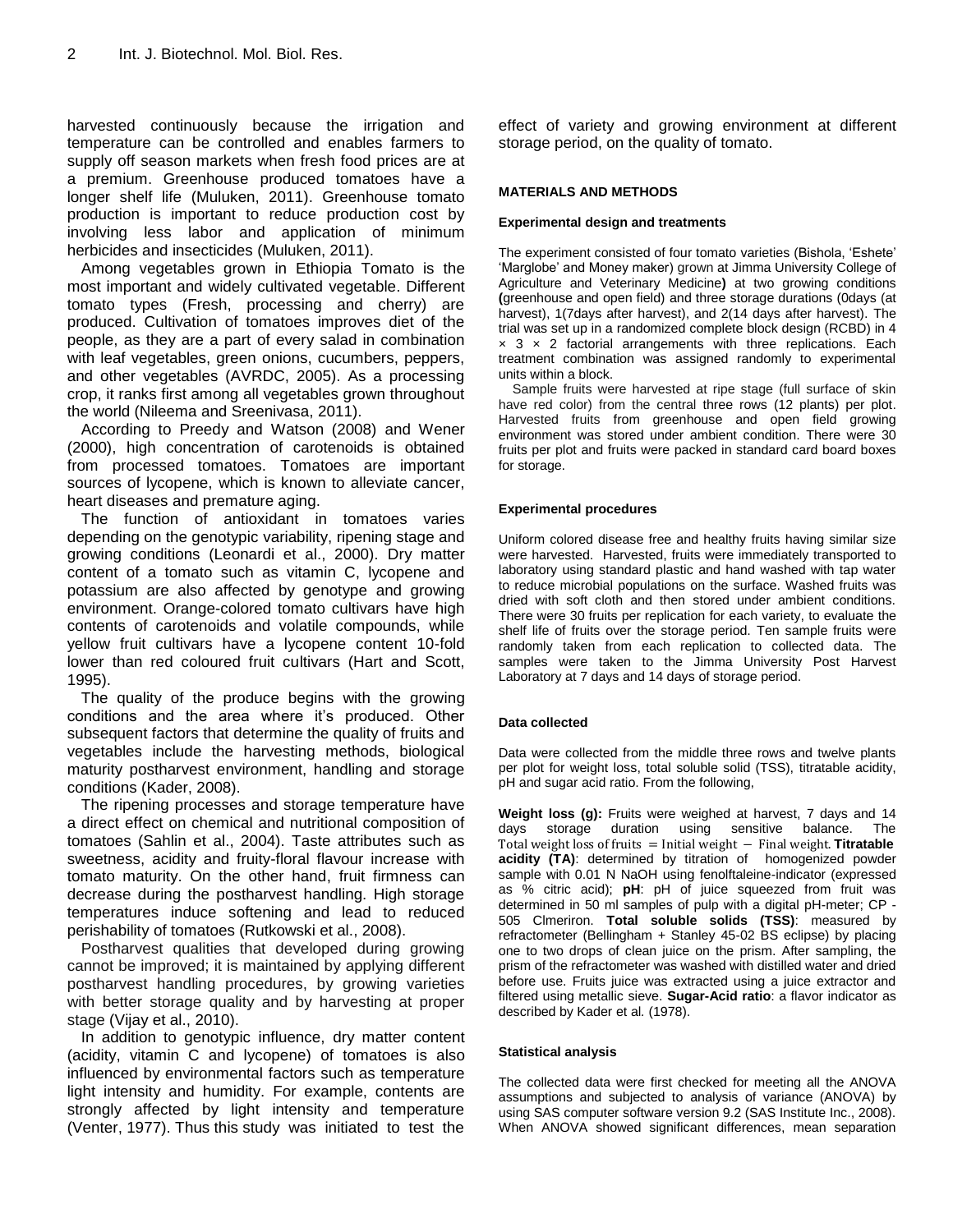harvested continuously because the irrigation and temperature can be controlled and enables farmers to supply off season markets when fresh food prices are at a premium. Greenhouse produced tomatoes have a longer shelf life (Muluken, 2011). Greenhouse tomato production is important to reduce production cost by involving less labor and application of minimum herbicides and insecticides (Muluken, 2011).

Among vegetables grown in Ethiopia Tomato is the most important and widely cultivated vegetable. Different tomato types (Fresh, processing and cherry) are produced. Cultivation of tomatoes improves diet of the people, as they are a part of every salad in combination with leaf vegetables, green onions, cucumbers, peppers, and other vegetables (AVRDC, 2005). As a processing crop, it ranks first among all vegetables grown throughout the world (Nileema and Sreenivasa, 2011).

According to Preedy and Watson (2008) and Wener (2000), high concentration of carotenoids is obtained from processed tomatoes. Tomatoes are important sources of lycopene, which is known to alleviate cancer, heart diseases and premature aging.

The function of antioxidant in tomatoes varies depending on the genotypic variability, ripening stage and growing conditions (Leonardi et al., 2000). Dry matter content of a tomato such as vitamin C, lycopene and potassium are also affected by genotype and growing environment. Orange-colored tomato cultivars have high contents of carotenoids and volatile compounds, while yellow fruit cultivars have a lycopene content 10-fold lower than red coloured fruit cultivars (Hart and Scott, 1995).

The quality of the produce begins with the growing conditions and the area where it's produced. Other subsequent factors that determine the quality of fruits and vegetables include the harvesting methods, biological maturity postharvest environment, handling and storage conditions (Kader, 2008).

The ripening processes and storage temperature have a direct effect on chemical and nutritional composition of tomatoes (Sahlin et al., 2004). Taste attributes such as sweetness, acidity and fruity-floral flavour increase with tomato maturity. On the other hand, fruit firmness can decrease during the postharvest handling. High storage temperatures induce softening and lead to reduced perishability of tomatoes (Rutkowski et al., 2008).

Postharvest qualities that developed during growing cannot be improved; it is maintained by applying different postharvest handling procedures, by growing varieties with better storage quality and by harvesting at proper stage (Vijay et al., 2010).

In addition to genotypic influence, dry matter content (acidity, vitamin C and lycopene) of tomatoes is also influenced by environmental factors such as temperature light intensity and humidity. For example, contents are strongly affected by light intensity and temperature (Venter, 1977). Thus this study was initiated to test the effect of variety and growing environment at different storage period, on the quality of tomato.

## MATERIALS AND METHODS

### Experimental design and treatments

The experiment consisted of four tomato varieties (Bishola, 'Eshete' 'Marglobe' and Money maker) grown at Jimma University College of Agriculture and Veterinary Medicine**)** at two growing conditions **(**greenhouse and open field) and three storage durations (0days (at harvest), 1(7days after harvest), and 2(14 days after harvest). The trial was set up in a randomized complete block design (RCBD) in 4 × 3 × 2 factorial arrangements with three replications. Each treatment combination was assigned randomly to experimental units within a block.

Sample fruits were harvested at ripe stage (full surface of skin have red color) from the central three rows (12 plants) per plot. Harvested fruits from greenhouse and open field growing environment was stored under ambient condition. There were 30 fruits per plot and fruits were packed in standard card board boxes for storage.

### Experimental procedures

Uniform colored disease free and healthy fruits having similar size were harvested. Harvested, fruits were immediately transported to laboratory using standard plastic and hand washed with tap water to reduce microbial populations on the surface. Washed fruits was dried with soft cloth and then stored under ambient conditions. There were 30 fruits per replication for each variety, to evaluate the shelf life of fruits over the storage period. Ten sample fruits were randomly taken from each replication to collected data. The samples were taken to the Jimma University Post Harvest Laboratory at 7 days and 14 days of storage period.

### Data collected

Data were collected from the middle three rows and twelve plants per plot for weight loss, total soluble solid (TSS), titratable acidity, pH and sugar acid ratio. From the following,

**Weight loss (g):** Fruits were weighed at harvest, 7 days and 14 days storage duration using sensitive balance. The $\text{Total weight loss of fruits} = \text{Initial weight} - \text{Final weight}$. **Titratable acidity (TA)**: determined by titration of homogenized powder sample with 0.01 N NaOH using fenolftaleine-indicator (expressed as % citric acid); **pH**: pH of juice squeezed from fruit was determined in 50 ml samples of pulp with a digital pH-meter; CP - 505 Clmeriron. **Total soluble solids (TSS)**: measured by refractometer (Bellingham + Stanley 45-02 BS eclipse) by placing one to two drops of clean juice on the prism. After sampling, the prism of the refractometer was washed with distilled water and dried before use. Fruits juice was extracted using a juice extractor and filtered using metallic sieve. **Sugar-Acid ratio**: a flavor indicator as described by Kader et al. (1978).

### Statistical analysis

The collected data were first checked for meeting all the ANOVA assumptions and subjected to analysis of variance (ANOVA) by using SAS computer software version 9.2 (SAS Institute Inc., 2008). When ANOVA showed significant differences, mean separation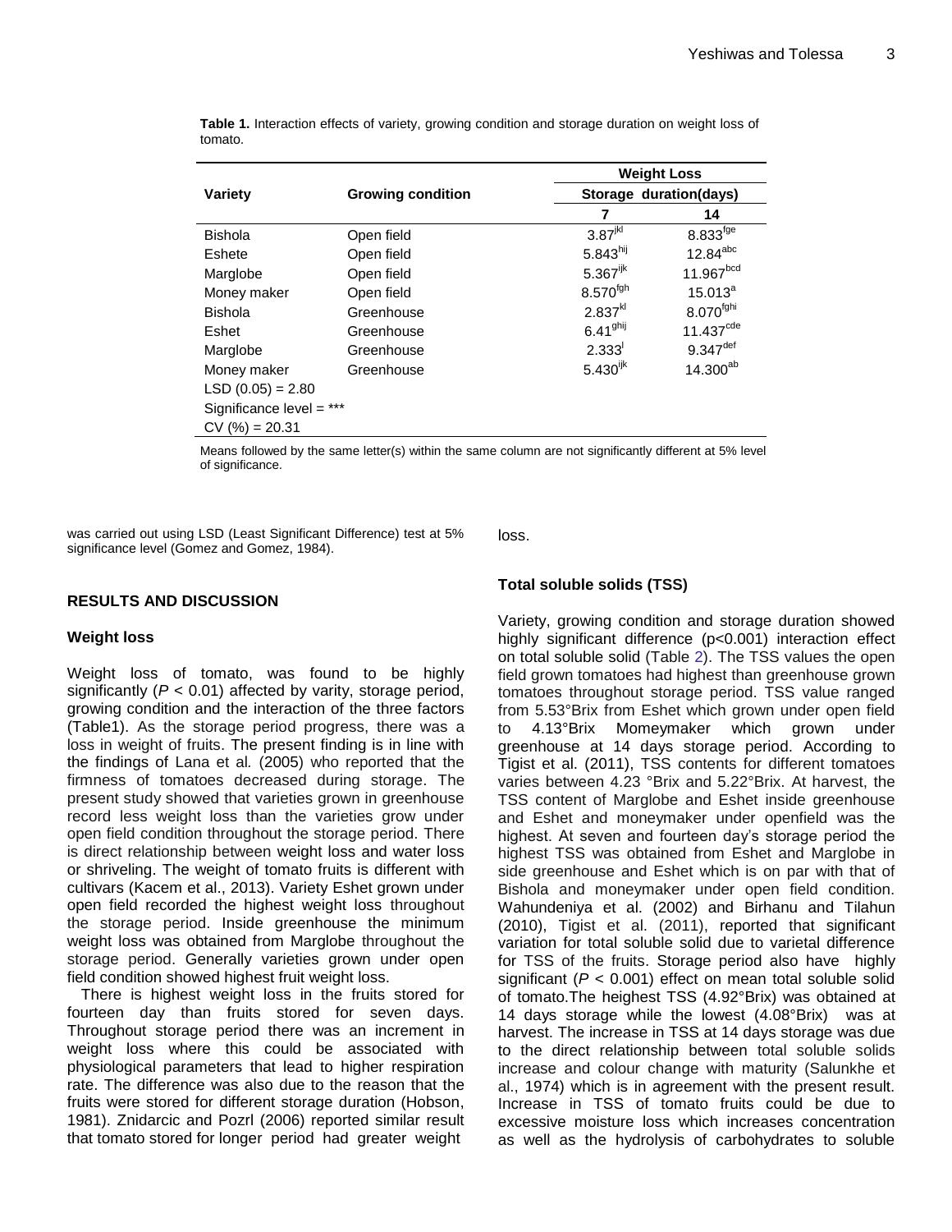**Table 1.** Interaction effects of variety, growing condition and storage duration on weight loss of tomato.

| Variety | Growing condition | Weight Loss | |
|---|---|---|---|
| | | Storage duration(days) | |
| | | 7 | 14 |
| Bishola | Open field | 3.87[jkl] | 8.833[fge] |
| Eshete | Open field | 5.843[hij] | 12.84[abc] |
| Marglobe | Open field | 5.367[ijk] | 11.967[bcd] |
| Money maker | Open field | 8.570[fgh] | 15.013[a] |
| Bishola | Greenhouse | 2.837[kl] | 8.070[fghi] |
| Eshet | Greenhouse | 6.41[ghij] | 11.437[cde] |
| Marglobe | Greenhouse | 2.333[l] | 9.347[def] |
| Money maker | Greenhouse | 5.430[ijk] | 14.300[ab] |
| LSD (0.05) = 2.80 | | | |
| Significance level = *** | | | |
| CV (%) = 20.31 | | | |

Means followed by the same letter(s) within the same column are not significantly different at 5% level of significance.

was carried out using LSD (Least Significant Difference) test at 5% significance level (Gomez and Gomez, 1984).

## RESULTS AND DISCUSSION

### Weight loss

Weight loss of tomato, was found to be highly significantly ($P < 0.01$) affected by varity, storage period, growing condition and the interaction of the three factors (Table1). As the storage period progress, there was a loss in weight of fruits. The present finding is in line with the findings of Lana et al. (2005) who reported that the firmness of tomatoes decreased during storage. The present study showed that varieties grown in greenhouse record less weight loss than the varieties grow under open field condition throughout the storage period. There is direct relationship between weight loss and water loss or shriveling. The weight of tomato fruits is different with cultivars (Kacem et al., 2013). Variety Eshet grown under open field recorded the highest weight loss throughout the storage period. Inside greenhouse the minimum weight loss was obtained from Marglobe throughout the storage period. Generally varieties grown under open field condition showed highest fruit weight loss.

There is highest weight loss in the fruits stored for fourteen day than fruits stored for seven days. Throughout storage period there was an increment in weight loss where this could be associated with physiological parameters that lead to higher respiration rate. The difference was also due to the reason that the fruits were stored for different storage duration (Hobson, 1981). Znidarcic and Pozrl (2006) reported similar result that tomato stored for longer period had greater weight loss.

### Total soluble solids (TSS)

Variety, growing condition and storage duration showed highly significant difference (p<0.001) interaction effect on total soluble solid (Table 2). The TSS values the open field grown tomatoes had highest than greenhouse grown tomatoes throughout storage period. TSS value ranged from 5.53°Brix from Eshet which grown under open field to 4.13°Brix Momeymaker which grown under greenhouse at 14 days storage period. According to Tigist et al. (2011), TSS contents for different tomatoes varies between 4.23 °Brix and 5.22°Brix. At harvest, the TSS content of Marglobe and Eshet inside greenhouse and Eshet and moneymaker under openfield was the highest. At seven and fourteen day's storage period the highest TSS was obtained from Eshet and Marglobe in side greenhouse and Eshet which is on par with that of Bishola and moneymaker under open field condition. Wahundeniya et al. (2002) and Birhanu and Tilahun (2010), Tigist et al. (2011), reported that significant variation for total soluble solid due to varietal difference for TSS of the fruits. Storage period also have highly significant ($P < 0.001$) effect on mean total soluble solid of tomato.The heighest TSS (4.92°Brix) was obtained at 14 days storage while the lowest (4.08°Brix) was at harvest. The increase in TSS at 14 days storage was due to the direct relationship between total soluble solids increase and colour change with maturity (Salunkhe et al., 1974) which is in agreement with the present result. Increase in TSS of tomato fruits could be due to excessive moisture loss which increases concentration as well as the hydrolysis of carbohydrates to soluble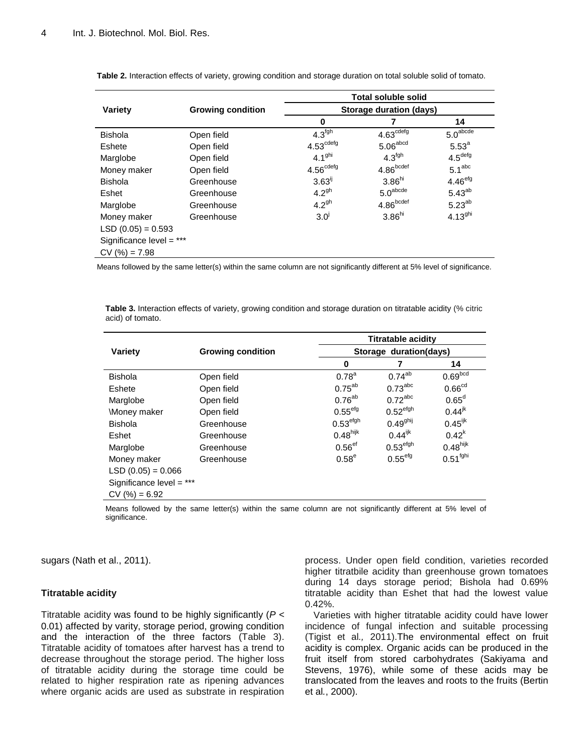**Table 2.** Interaction effects of variety, growing condition and storage duration on total soluble solid of tomato.

| Variety | Growing condition | Total soluble solid | | |
|---|---|---|---|---|
| | | Storage duration (days) | | |
| | | 0 | 7 | 14 |
| Bishola | Open field | $4.3^{fgh}$ | $4.63^{cdefg}$ | $5.0^{abcde}$ |
| Eshete | Open field | $4.53^{cdefg}$ | $5.06^{abcd}$ | $5.53^{a}$ |
| Marglobe | Open field | $4.1^{ghi}$ | $4.3^{fgh}$ | $4.5^{defg}$ |
| Money maker | Open field | $4.56^{cdefg}$ | $4.86^{bcdef}$ | $5.1^{abc}$ |
| Bishola | Greenhouse | $3.63^{ij}$ | $3.86^{hi}$ | $4.46^{efg}$ |
| Eshet | Greenhouse | $4.2^{gh}$ | $5.0^{abcde}$ | $5.43^{ab}$ |
| Marglobe | Greenhouse | $4.2^{gh}$ | $4.86^{bcdef}$ | $5.23^{ab}$ |
| Money maker | Greenhouse | $3.0^{j}$ | $3.86^{hi}$ | $4.13^{ghi}$ |
| LSD (0.05) = 0.593 | | | | |
| Significance level = *** | | | | |
| CV (%) = 7.98 | | | | |

Means followed by the same letter(s) within the same column are not significantly different at 5% level of significance.

**Table 3.** Interaction effects of variety, growing condition and storage duration on titratable acidity (% citric acid) of tomato.

| Variety | Growing condition | Titratable acidity | | |
|---|---|---|---|---|
| | | Storage duration(days) | | |
| | | 0 | 7 | 14 |
| Bishola | Open field | $0.78^{a}$ | $0.74^{ab}$ | $0.69^{bcd}$ |
| Eshete | Open field | $0.75^{ab}$ | $0.73^{abc}$ | $0.66^{cd}$ |
| Marglobe | Open field | $0.76^{ab}$ | $0.72^{abc}$ | $0.65^{d}$ |
| \Money maker | Open field | $0.55^{efg}$ | $0.52^{efgh}$ | $0.44^{jk}$ |
| Bishola | Greenhouse | $0.53^{efgh}$ | $0.49^{ghij}$ | $0.45^{ijk}$ |
| Eshet | Greenhouse | $0.48^{hijk}$ | $0.44^{ijk}$ | $0.42^{k}$ |
| Marglobe | Greenhouse | $0.56^{ef}$ | $0.53^{efgh}$ | $0.48^{hijk}$ |
| Money maker | Greenhouse | $0.58^{e}$ | $0.55^{efg}$ | $0.51^{fghi}$ |
| LSD (0.05) = 0.066 | | | | |
| Significance level = *** | | | | |
| CV (%) = 6.92 | | | | |

Means followed by the same letter(s) within the same column are not significantly different at 5% level of significance.

sugars (Nath et al., 2011).

### Titratable acidity

Titratable acidity was found to be highly significantly ($P < 0.01$) affected by varity, storage period, growing condition and the interaction of the three factors (Table 3). Titratable acidity of tomatoes after harvest has a trend to decrease throughout the storage period. The higher loss of titratable acidity during the storage time could be related to higher respiration rate as ripening advances where organic acids are used as substrate in respiration process. Under open field condition, varieties recorded higher titratbile acidity than greenhouse grown tomatoes during 14 days storage period; Bishola had 0.69% titratable acidity than Eshet that had the lowest value 0.42%.

Varieties with higher titratable acidity could have lower incidence of fungal infection and suitable processing (Tigist et al*.,* 2011).The environmental effect on fruit acidity is complex. Organic acids can be produced in the fruit itself from stored carbohydrates (Sakiyama and Stevens, 1976), while some of these acids may be translocated from the leaves and roots to the fruits (Bertin et al*.*, 2000).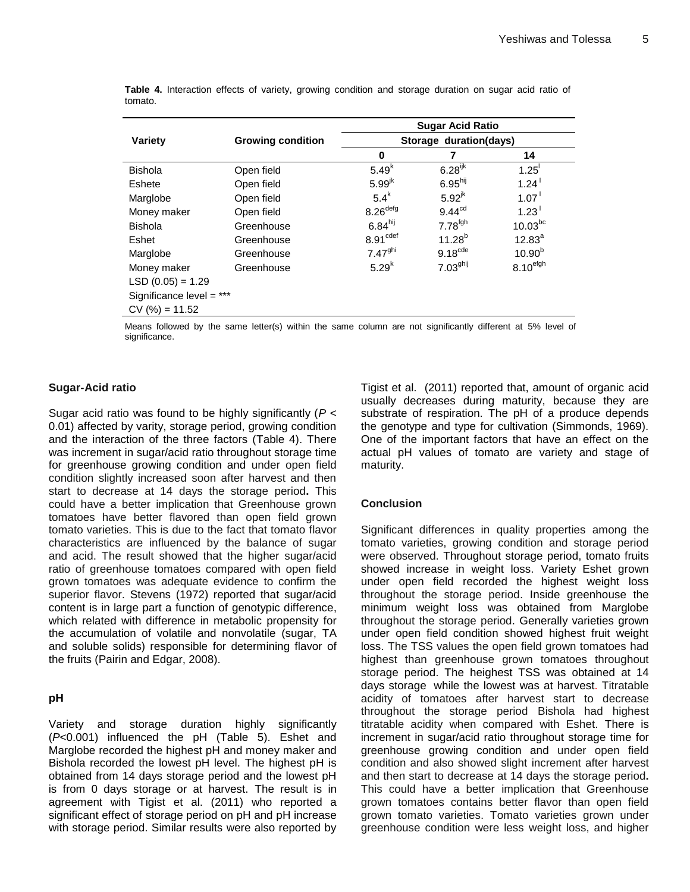**Table 4.** Interaction effects of variety, growing condition and storage duration on sugar acid ratio of tomato.

| Variety | Growing condition | Sugar Acid Ratio | | |
|---|---|---|---|---|
| | | Storage duration(days) | | |
| | | 0 | 7 | 14 |
| Bishola | Open field | $5.49^{k}$ | $6.28^{ijk}$ | $1.25^{l}$ |
| Eshete | Open field | $5.99^{jk}$ | $6.95^{hij}$ | $1.24^{l}$ |
| Marglobe | Open field | $5.4^{k}$ | $5.92^{jk}$ | $1.07^{l}$ |
| Money maker | Open field | $8.26^{defg}$ | $9.44^{cd}$ | $1.23^{l}$ |
| Bishola | Greenhouse | $6.84^{hij}$ | $7.78^{fgh}$ | $10.03^{bc}$ |
| Eshet | Greenhouse | $8.91^{cdef}$ | $11.28^{b}$ | $12.83^{a}$ |
| Marglobe | Greenhouse | $7.47^{ghi}$ | $9.18^{cde}$ | $10.90^{b}$ |
| Money maker | Greenhouse | $5.29^{k}$ | $7.03^{ghij}$ | $8.10^{efgh}$ |
| LSD (0.05) = 1.29 | | | | |
| Significance level = *** | | | | |
| CV (%) = 11.52 | | | | |

Means followed by the same letter(s) within the same column are not significantly different at 5% level of significance.

### Sugar-Acid ratio

Sugar acid ratio was found to be highly significantly ($P < 0.01$) affected by varity, storage period, growing condition and the interaction of the three factors (Table 4). There was increment in sugar/acid ratio throughout storage time for greenhouse growing condition and under open field condition slightly increased soon after harvest and then start to decrease at 14 days the storage period**.** This could have a better implication that Greenhouse grown tomatoes have better flavored than open field grown tomato varieties. This is due to the fact that tomato flavor characteristics are influenced by the balance of sugar and acid. The result showed that the higher sugar/acid ratio of greenhouse tomatoes compared with open field grown tomatoes was adequate evidence to confirm the superior flavor. Stevens (1972) reported that sugar/acid content is in large part a function of genotypic difference, which related with difference in metabolic propensity for the accumulation of volatile and nonvolatile (sugar, TA and soluble solids) responsible for determining flavor of the fruits (Pairin and Edgar, 2008).

### pH

Variety and storage duration highly significantly ($P<0.001$) influenced the pH (Table 5). Eshet and Marglobe recorded the highest pH and money maker and Bishola recorded the lowest pH level. The highest pH is obtained from 14 days storage period and the lowest pH is from 0 days storage or at harvest. The result is in agreement with Tigist et al. (2011) who reported a significant effect of storage period on pH and pH increase with storage period. Similar results were also reported by Tigist et al. (2011) reported that, amount of organic acid usually decreases during maturity, because they are substrate of respiration. The pH of a produce depends the genotype and type for cultivation (Simmonds, 1969). One of the important factors that have an effect on the actual pH values of tomato are variety and stage of maturity.

### Conclusion

Significant differences in quality properties among the tomato varieties, growing condition and storage period were observed. Throughout storage period, tomato fruits showed increase in weight loss. Variety Eshet grown under open field recorded the highest weight loss throughout the storage period. Inside greenhouse the minimum weight loss was obtained from Marglobe throughout the storage period. Generally varieties grown under open field condition showed highest fruit weight loss. The TSS values the open field grown tomatoes had highest than greenhouse grown tomatoes throughout storage period. The heighest TSS was obtained at 14 days storage while the lowest was at harvest. Titratable acidity of tomatoes after harvest start to decrease throughout the storage period Bishola had highest titratable acidity when compared with Eshet. There is increment in sugar/acid ratio throughout storage time for greenhouse growing condition and under open field condition and also showed slight increment after harvest and then start to decrease at 14 days the storage period**.** This could have a better implication that Greenhouse grown tomatoes contains better flavor than open field grown tomato varieties. Tomato varieties grown under greenhouse condition were less weight loss, and higher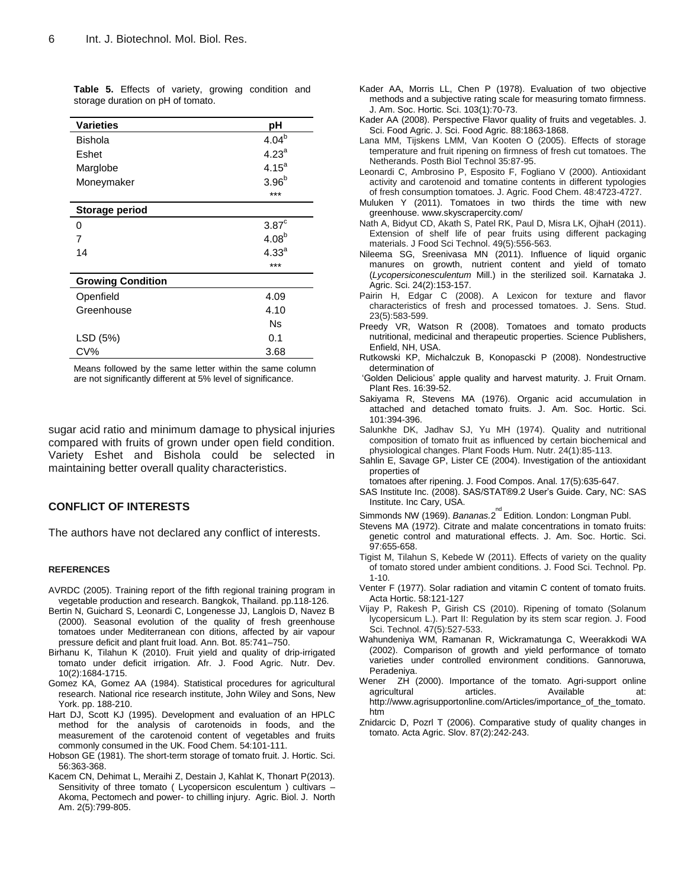**Table 5.** Effects of variety, growing condition and storage duration on pH of tomato.

| Varieties | pH |
|---|---|
| Bishola | 4.04[b] |
| Eshet | 4.23[a] |
| Marglobe | 4.15[a] |
| Moneymaker | 3.96[b] |
| | *** |
| **Storage period** | |
| 0 | 3.87[c] |
| 7 | 4.08[b] |
| 14 | 4.33[a] |
| | *** |
| **Growing Condition** | |
| Openfield | 4.09 |
| Greenhouse | 4.10 |
| | Ns |
| LSD (5%) | 0.1 |
| CV% | 3.68 |

Means followed by the same letter within the same column are not significantly different at 5% level of significance.

sugar acid ratio and minimum damage to physical injuries compared with fruits of grown under open field condition. Variety Eshet and Bishola could be selected in maintaining better overall quality characteristics.

## CONFLICT OF INTERESTS

The authors have not declared any conflict of interests.

## REFERENCES

AVRDC (2005). Training report of the fifth regional training program in vegetable production and research. Bangkok, Thailand. pp.118-126.

Bertin N, Guichard S, Leonardi C, Longenesse JJ, Langlois D, Navez B (2000). Seasonal evolution of the quality of fresh greenhouse tomatoes under Mediterranean con ditions, affected by air vapour pressure deficit and plant fruit load. Ann. Bot. 85:741–750.

Birhanu K, Tilahun K (2010). Fruit yield and quality of drip-irrigated tomato under deficit irrigation. Afr. J. Food Agric. Nutr. Dev. 10(2):1684-1715.

Gomez KA, Gomez AA (1984). Statistical procedures for agricultural research. National rice research institute, John Wiley and Sons, New York. pp. 188-210.

Hart DJ, Scott KJ (1995). Development and evaluation of an HPLC method for the analysis of carotenoids in foods, and the measurement of the carotenoid content of vegetables and fruits commonly consumed in the UK. Food Chem. 54:101-111.

Hobson GE (1981). The short-term storage of tomato fruit. J. Hortic. Sci. 56:363-368.

Kacem CN, Dehimat L, Meraihi Z, Destain J, Kahlat K, Thonart P(2013). Sensitivity of three tomato ( Lycopersicon esculentum ) cultivars – Akoma, Pectomech and power- to chilling injury. Agric. Biol. J. North Am. 2(5):799-805.

Kader AA, Morris LL, Chen P (1978). Evaluation of two objective methods and a subjective rating scale for measuring tomato firmness. J. Am. Soc. Hortic. Sci. 103(1):70-73.

Kader AA (2008). Perspective Flavor quality of fruits and vegetables. J. Sci. Food Agric. J. Sci. Food Agric. 88:1863-1868.

Lana MM, Tijskens LMM, Van Kooten O (2005). Effects of storage temperature and fruit ripening on firmness of fresh cut tomatoes. The Netherands. Posth Biol Technol 35:87-95.

Leonardi C, Ambrosino P, Esposito F, Fogliano V (2000). Antioxidant activity and carotenoid and tomatine contents in different typologies of fresh consumption tomatoes. J. Agric. Food Chem. 48:4723-4727.

Muluken Y (2011). Tomatoes in two thirds the time with new greenhouse. www.skyscrapercity.com/

Nath A, Bidyut CD, Akath S, Patel RK, Paul D, Misra LK, OjhaH (2011). Extension of shelf life of pear fruits using different packaging materials. J Food Sci Technol. 49(5):556-563.

Nileema SG, Sreenivasa MN (2011). Influence of liquid organic manures on growth, nutrient content and yield of tomato (*Lycopersiconesculentum* Mill.) in the sterilized soil. Karnataka J. Agric. Sci. 24(2):153-157.

Pairin H, Edgar C (2008). A Lexicon for texture and flavor characteristics of fresh and processed tomatoes. J. Sens. Stud. 23(5):583-599.

Preedy VR, Watson R (2008). Tomatoes and tomato products nutritional, medicinal and therapeutic properties. Science Publishers, Enfield, NH, USA.

Rutkowski KP, Michalczuk B, Konopascki P (2008). Nondestructive determination of 'Golden Delicious' apple quality and harvest maturity. J. Fruit Ornam. Plant Res. 16:39-52.

Sakiyama R, Stevens MA (1976). Organic acid accumulation in attached and detached tomato fruits. J. Am. Soc. Hortic. Sci. 101:394-396.

Salunkhe DK, Jadhav SJ, Yu MH (1974). Quality and nutritional composition of tomato fruit as influenced by certain biochemical and physiological changes. Plant Foods Hum. Nutr. 24(1):85-113.

Sahlin E, Savage GP, Lister CE (2004). Investigation of the antioxidant properties of tomatoes after ripening. J. Food Compos. Anal. 17(5):635-647.

SAS Institute Inc. (2008). SAS/STAT®9.2 User's Guide. Cary, NC: SAS Institute. Inc Cary, USA.

Simmonds NW (1969). *Bananas.*2nd Edition. London: Longman Publ.

Stevens MA (1972). Citrate and malate concentrations in tomato fruits: genetic control and maturational effects. J. Am. Soc. Hortic. Sci. 97:655-658.

Tigist M, Tilahun S, Kebede W (2011). Effects of variety on the quality of tomato stored under ambient conditions. J. Food Sci. Technol. Pp. 1-10.

Venter F (1977). Solar radiation and vitamin C content of tomato fruits. Acta Hortic. 58:121-127

Vijay P, Rakesh P, Girish CS (2010). Ripening of tomato (Solanum lycopersicum L.). Part II: Regulation by its stem scar region. J. Food Sci. Technol. 47(5):527-533.

Wahundeniya WM, Ramanan R, Wickramatunga C, Weerakkodi WA (2002). Comparison of growth and yield performance of tomato varieties under controlled environment conditions. Gannoruwa, Peradeniya.

Wener ZH (2000). Importance of the tomato. Agri-support online agricultural articles. Available at: http://www.agrisupportonline.com/Articles/importance_of_the_tomato.htm

Znidarcic D, Pozrl T (2006). Comparative study of quality changes in tomato. Acta Agric. Slov. 87(2):242-243.